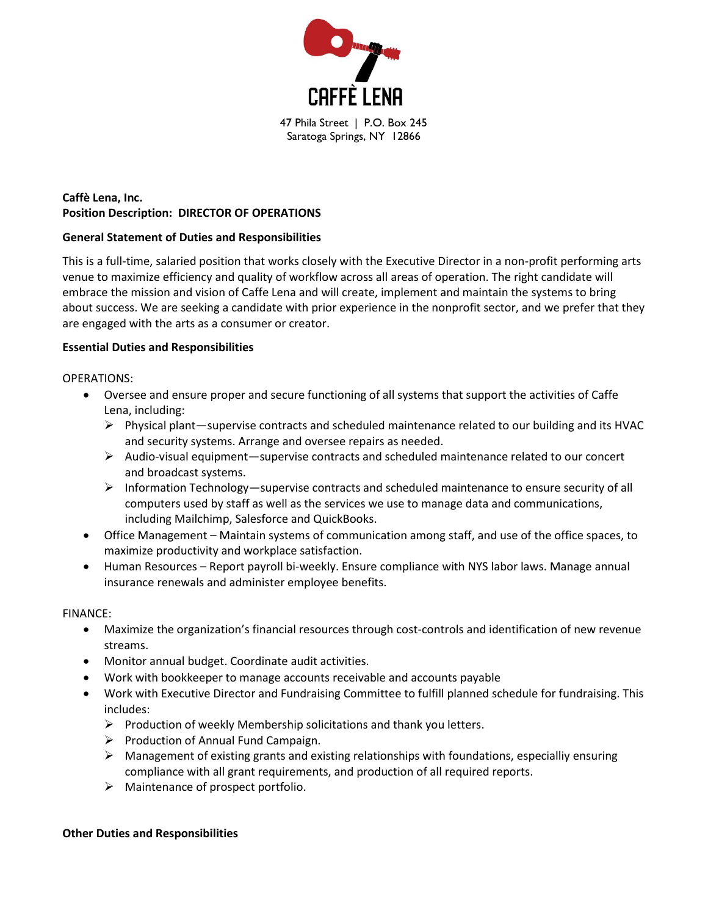**CAFFÈ LENA**

47 Phila Street | P.O. Box 245
Saratoga Springs, NY 12866

**Caffè Lena, Inc.**
**Position Description: DIRECTOR OF OPERATIONS**

**General Statement of Duties and Responsibilities**

This is a full-time, salaried position that works closely with the Executive Director in a non-profit performing arts venue to maximize efficiency and quality of workflow across all areas of operation. The right candidate will embrace the mission and vision of Caffe Lena and will create, implement and maintain the systems to bring about success. We are seeking a candidate with prior experience in the nonprofit sector, and we prefer that they are engaged with the arts as a consumer or creator.

**Essential Duties and Responsibilities**

OPERATIONS:

- Oversee and ensure proper and secure functioning of all systems that support the activities of Caffe Lena, including:
  - Physical plant—supervise contracts and scheduled maintenance related to our building and its HVAC and security systems. Arrange and oversee repairs as needed.
  - Audio-visual equipment—supervise contracts and scheduled maintenance related to our concert and broadcast systems.
  - Information Technology—supervise contracts and scheduled maintenance to ensure security of all computers used by staff as well as the services we use to manage data and communications, including Mailchimp, Salesforce and QuickBooks.
- Office Management – Maintain systems of communication among staff, and use of the office spaces, to maximize productivity and workplace satisfaction.
- Human Resources – Report payroll bi-weekly. Ensure compliance with NYS labor laws. Manage annual insurance renewals and administer employee benefits.

FINANCE:

- Maximize the organization's financial resources through cost-controls and identification of new revenue streams.
- Monitor annual budget. Coordinate audit activities.
- Work with bookkeeper to manage accounts receivable and accounts payable
- Work with Executive Director and Fundraising Committee to fulfill planned schedule for fundraising. This includes:
  - Production of weekly Membership solicitations and thank you letters.
  - Production of Annual Fund Campaign.
  - Management of existing grants and existing relationships with foundations, especialliy ensuring compliance with all grant requirements, and production of all required reports.
  - Maintenance of prospect portfolio.

**Other Duties and Responsibilities**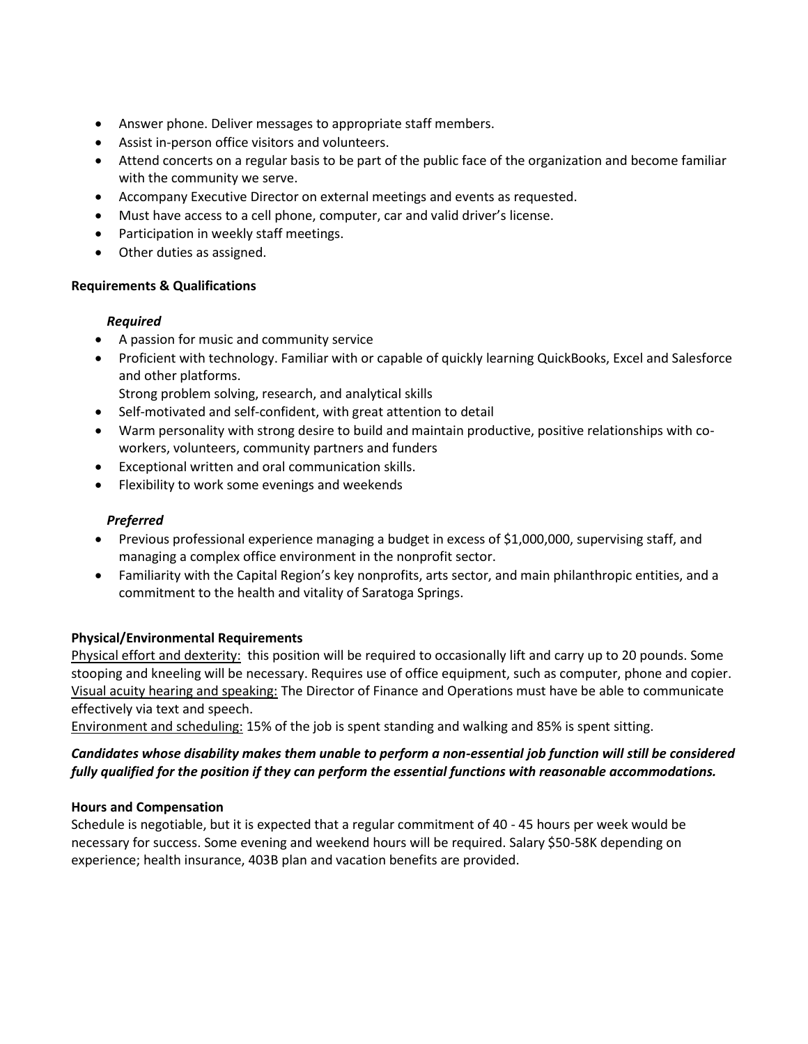- Answer phone. Deliver messages to appropriate staff members.
- Assist in-person office visitors and volunteers.
- Attend concerts on a regular basis to be part of the public face of the organization and become familiar with the community we serve.
- Accompany Executive Director on external meetings and events as requested.
- Must have access to a cell phone, computer, car and valid driver's license.
- Participation in weekly staff meetings.
- Other duties as assigned.

**Requirements & Qualifications**

***Required***

- A passion for music and community service
- Proficient with technology. Familiar with or capable of quickly learning QuickBooks, Excel and Salesforce and other platforms.
  Strong problem solving, research, and analytical skills
- Self-motivated and self-confident, with great attention to detail
- Warm personality with strong desire to build and maintain productive, positive relationships with co-workers, volunteers, community partners and funders
- Exceptional written and oral communication skills.
- Flexibility to work some evenings and weekends

***Preferred***

- Previous professional experience managing a budget in excess of $1,000,000, supervising staff, and managing a complex office environment in the nonprofit sector.
- Familiarity with the Capital Region's key nonprofits, arts sector, and main philanthropic entities, and a commitment to the health and vitality of Saratoga Springs.

**Physical/Environmental Requirements**

<u>Physical effort and dexterity:</u> this position will be required to occasionally lift and carry up to 20 pounds. Some stooping and kneeling will be necessary. Requires use of office equipment, such as computer, phone and copier.
<u>Visual acuity hearing and speaking:</u> The Director of Finance and Operations must have be able to communicate effectively via text and speech.
<u>Environment and scheduling:</u> 15% of the job is spent standing and walking and 85% is spent sitting.

***Candidates whose disability makes them unable to perform a non-essential job function will still be considered fully qualified for the position if they can perform the essential functions with reasonable accommodations.***

**Hours and Compensation**

Schedule is negotiable, but it is expected that a regular commitment of 40 - 45 hours per week would be necessary for success. Some evening and weekend hours will be required. Salary $50-58K depending on experience; health insurance, 403B plan and vacation benefits are provided.